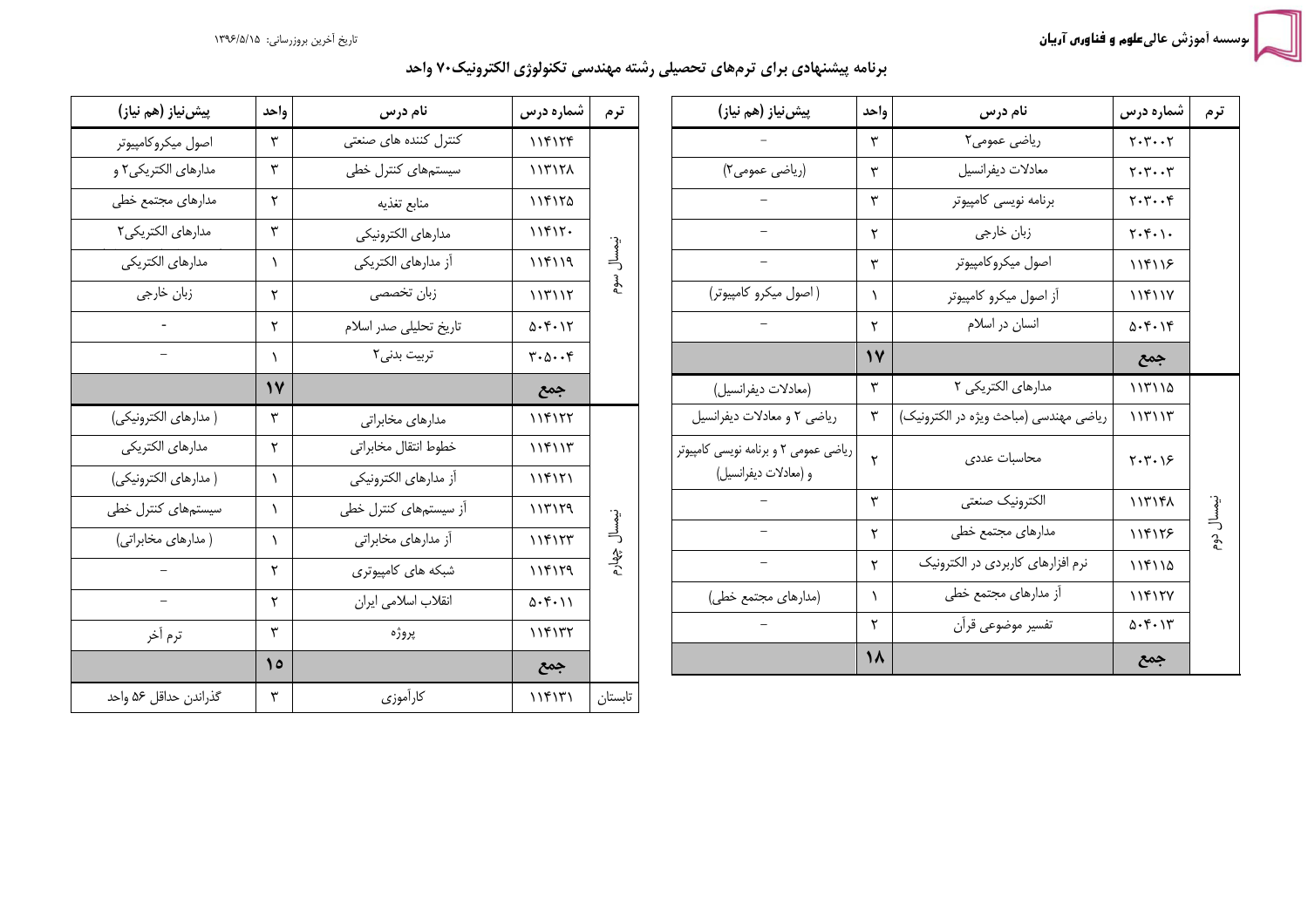موسسه آموزش عالی علوم و فناوری آریان

تاریخ آخرین بروزرسانی: ۱۳۹۶/۵/۱۵

## برنامه پیشنهادی برای ترم‌های تحصیلی رشته مهندسی تکنولوژی الکترونیک ۷۰ واحد

| ترم | شماره درس | نام درس | واحد | پیش‌نیاز (هم نیاز) |
| --- | --- | --- | --- | --- |
| | ۲۰۳۰۰۲ | ریاضی عمومی۲ | ۳ | – |
| | ۲۰۳۰۰۳ | معادلات دیفرانسیل | ۳ | (ریاضی عمومی۲) |
| | ۲۰۳۰۰۴ | برنامه نویسی کامپیوتر | ۳ | – |
| | ۲۰۴۰۱۰ | زبان خارجی | ۲ | – |
| | ۱۱۴۱۱۶ | اصول میکروکامپیوتر | ۳ | – |
| | ۱۱۴۱۱۷ | آز اصول میکرو کامپیوتر | ۱ | ( اصول میکرو کامپیوتر) |
| | ۵۰۴۰۱۴ | انسان در اسلام | ۲ | – |
| | جمع | | ۱۷ | |
| نیمسال دوم | ۱۱۳۱۱۵ | مدارهای الکتریکی ۲ | ۳ | (معادلات دیفرانسیل) |
| | ۱۱۳۱۱۳ | ریاضی مهندسی (مباحث ویژه در الکترونیک) | ۳ | ریاضی ۲ و معادلات دیفرانسیل |
| | ۲۰۳۰۱۶ | محاسبات عددی | ۲ | ریاضی عمومی ۲ و برنامه نویسی کامپیوتر و (معادلات دیفرانسیل) |
| | ۱۱۳۱۴۸ | الکترونیک صنعتی | ۳ | – |
| | ۱۱۴۱۲۶ | مدارهای مجتمع خطی | ۲ | – |
| | ۱۱۴۱۱۵ | نرم افزارهای کاربردی در الکترونیک | ۲ | – |
| | ۱۱۴۱۲۷ | آز مدارهای مجتمع خطی | ۱ | (مدارهای مجتمع خطی) |
| | ۵۰۴۰۱۳ | تفسیر موضوعی قرآن | ۲ | – |
| | جمع | | ۱۸ | |
| نیمسال سوم | ۱۱۴۱۲۴ | کنترل کننده های صنعتی | ۳ | اصول میکروکامپیوتر |
| | ۱۱۳۱۲۸ | سیستم‌های کنترل خطی | ۳ | مدارهای الکتریکی۲ و |
| | ۱۱۴۱۲۵ | منابع تغذیه | ۲ | مدارهای مجتمع خطی |
| | ۱۱۴۱۲۰ | مدارهای الکترونیکی | ۳ | مدارهای الکتریکی۲ |
| | ۱۱۴۱۱۹ | آز مدارهای الکتریکی | ۱ | مدارهای الکتریکی |
| | ۱۱۳۱۱۲ | زبان تخصصی | ۲ | زبان خارجی |
| | ۵۰۴۰۱۲ | تاریخ تحلیلی صدر اسلام | ۲ | - |
| | ۳۰۵۰۰۴ | تربیت بدنی۲ | ۱ | – |
| | جمع | | ۱۷ | |
| نیمسال چهارم | ۱۱۴۱۲۲ | مدارهای مخابراتی | ۳ | ( مدارهای الکترونیکی) |
| | ۱۱۴۱۱۳ | خطوط انتقال مخابراتی | ۲ | مدارهای الکتریکی |
| | ۱۱۴۱۲۱ | آز مدارهای الکترونیکی | ۱ | ( مدارهای الکترونیکی) |
| | ۱۱۳۱۲۹ | آز سیستم‌های کنترل خطی | ۱ | سیستم‌های کنترل خطی |
| | ۱۱۴۱۲۳ | آز مدارهای مخابراتی | ۱ | ( مدارهای مخابراتی) |
| | ۱۱۴۱۲۹ | شبکه های کامپیوتری | ۲ | – |
| | ۵۰۴۰۱۱ | انقلاب اسلامی ایران | ۲ | – |
| | ۱۱۴۱۳۲ | پروژه | ۳ | ترم آخر |
| | جمع | | ۱۵ | |
| تابستان | ۱۱۴۱۳۱ | کارآموزی | ۳ | گذراندن حداقل ۵۶ واحد |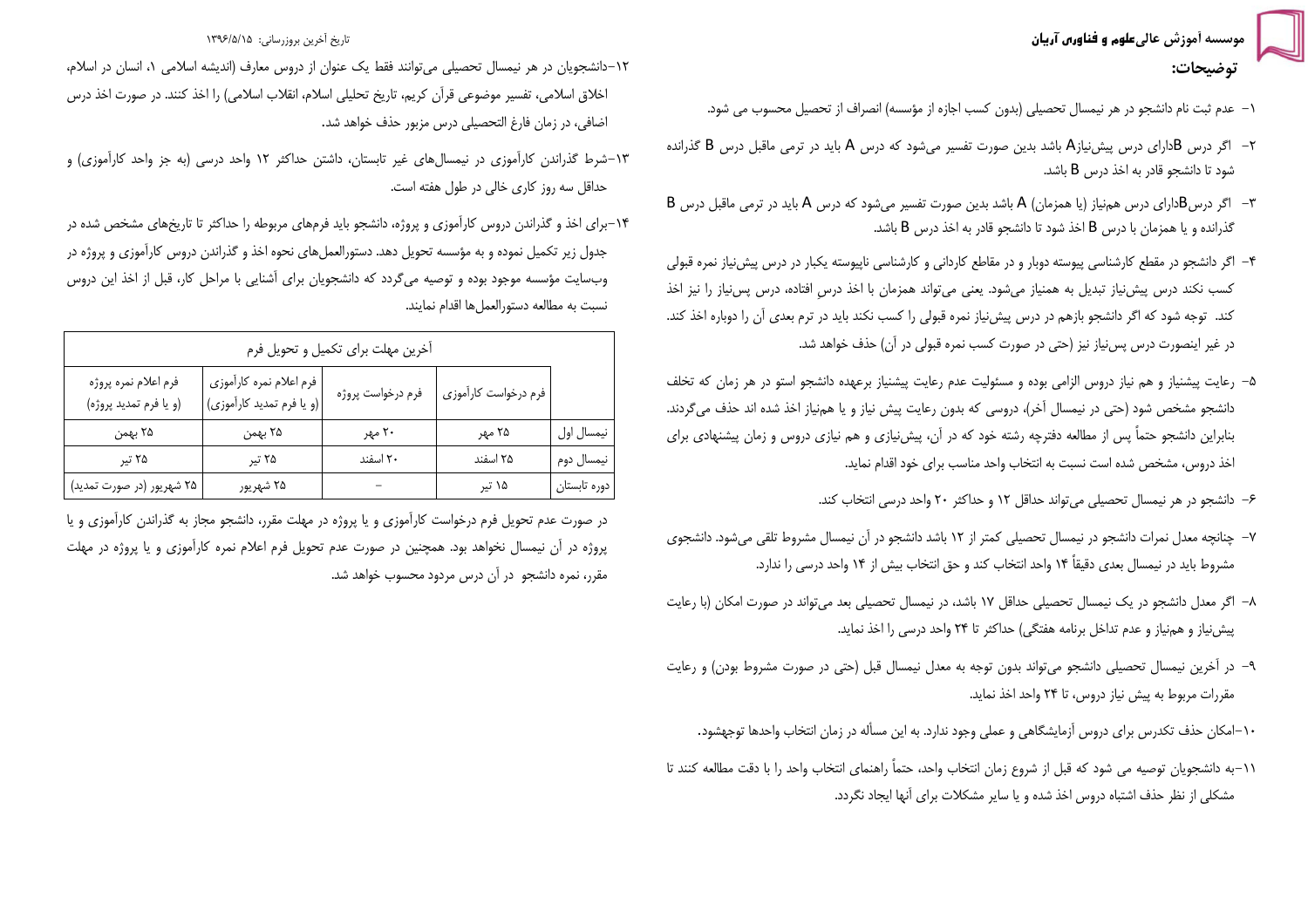**موسسه آموزش عالی علوم و فناوری آریان**

## توضیحات:

۱- عدم ثبت نام دانشجو در هر نیمسال تحصیلی (بدون کسب اجازه از مؤسسه) انصراف از تحصیل محسوب می شود.

۲- اگر درس Bدارای درس پیش‌نیازA باشد بدین صورت تفسیر می‌شود که درس A باید در ترمی ماقبل درس B گذرانده شود تا دانشجو قادر به اخذ درس B باشد.

۳- اگر درسBدارای درس هم‌نیاز (یا همزمان) A باشد بدین صورت تفسیر می‌شود که درس A باید در ترمی ماقبل درس B گذرانده و یا همزمان با درس B اخذ شود تا دانشجو قادر به اخذ درس B باشد.

۴- اگر دانشجو در مقطع کارشناسی پیوسته دوبار و در مقاطع کاردانی و کارشناسی ناپیوسته یکبار در درس پیش‌نیاز نمره قبولی کسب نکند درس پیش‌نیاز تبدیل به همنیاز می‌شود. یعنی می‌تواند همزمان با اخذ درس افتاده، درس پس‌نیاز را نیز اخذ کند. توجه شود که اگر دانشجو بازهم در درس پیش‌نیاز نمره قبولی را کسب نکند باید در ترم بعدی آن را دوباره اخذ کند. در غیر اینصورت درس پس‌نیاز نیز (حتی در صورت کسب نمره قبولی در آن) حذف خواهد شد.

۵- رعایت پیشنیاز و هم نیاز دروس الزامی بوده و مسئولیت عدم رعایت پیشنیاز برعهده دانشجو استو در هر زمان که تخلف دانشجو مشخص شود (حتی در نیمسال آخر)، دروسی که بدون رعایت پیش نیاز و یا هم‌نیاز اخذ شده اند حذف می‌گردند. بنابراین دانشجو حتماً پس از مطالعه دفترچه رشته خود که در آن، پیش‌نیازی و هم نیازی دروس و زمان پیشنهادی برای اخذ دروس، مشخص شده است نسبت به انتخاب واحد مناسب برای خود اقدام نماید.

۶- دانشجو در هر نیمسال تحصیلی می‌تواند حداقل ۱۲ و حداکثر ۲۰ واحد درسی انتخاب کند.

۷- چنانچه معدل نمرات دانشجو در نیمسال تحصیلی کمتر از ۱۲ باشد دانشجو در آن نیمسال مشروط تلقی می‌شود. دانشجوی مشروط باید در نیمسال بعدی دقیقاً ۱۴ واحد انتخاب کند و حق انتخاب بیش از ۱۴ واحد درسی را ندارد.

۸- اگر معدل دانشجو در یک نیمسال تحصیلی حداقل ۱۷ باشد، در نیمسال تحصیلی بعد می‌تواند در صورت امکان (با رعایت پیش‌نیاز و هم‌نیاز و عدم تداخل برنامه هفتگی) حداکثر تا ۲۴ واحد درسی را اخذ نماید.

۹- در آخرین نیمسال تحصیلی دانشجو می‌تواند بدون توجه به معدل نیمسال قبل (حتی در صورت مشروط بودن) و رعایت مقررات مربوط به پیش نیاز دروس، تا ۲۴ واحد اخذ نماید.

۱۰-امکان حذف تکدرس برای دروس آزمایشگاهی و عملی وجود ندارد. به این مسأله در زمان انتخاب واحدها توجهشود.

۱۱-به دانشجویان توصیه می شود که قبل از شروع زمان انتخاب واحد، حتماً راهنمای انتخاب واحد را با دقت مطالعه کنند تا مشکلی از نظر حذف اشتباه دروس اخذ شده و یا سایر مشکلات برای آنها ایجاد نگردد.

تاریخ آخرین بروزرسانی: ۱۳۹۶/۵/۱۵

۱۲-دانشجویان در هر نیمسال تحصیلی می‌توانند فقط یک عنوان از دروس معارف (اندیشه اسلامی ۱، انسان در اسلام، اخلاق اسلامی، تفسیر موضوعی قرآن کریم، تاریخ تحلیلی اسلام، انقلاب اسلامی) را اخذ کنند. در صورت اخذ درس اضافی، در زمان فارغ التحصیلی درس مزبور حذف خواهد شد.

۱۳-شرط گذراندن کارآموزی در نیمسال‌های غیر تابستان، داشتن حداکثر ۱۲ واحد درسی (به جز واحد کارآموزی) و حداقل سه روز کاری خالی در طول هفته است.

۱۴-برای اخذ و گذراندن دروس کارآموزی و پروژه، دانشجو باید فرم‌های مربوطه را حداکثر تا تاریخ‌های مشخص شده در جدول زیر تکمیل نموده و به مؤسسه تحویل دهد. دستورالعمل‌های نحوه اخذ و گذراندن دروس کارآموزی و پروژه در وب‌سایت مؤسسه موجود بوده و توصیه می‌گردد که دانشجویان برای آشنایی با مراحل کار، قبل از اخذ این دروس نسبت به مطالعه دستورالعمل‌ها اقدام نمایند.

| | آخرین مهلت برای تکمیل و تحویل فرم | | | |
|---|---|---|---|---|
| | فرم درخواست کارآموزی | فرم درخواست پروژه | فرم اعلام نمره کارآموزی (و یا فرم تمدید کارآموزی) | فرم اعلام نمره پروژه (و یا فرم تمدید پروژه) |
| نیمسال اول | ۲۵ مهر | ۲۰ مهر | ۲۵ بهمن | ۲۵ بهمن |
| نیمسال دوم | ۲۵ اسفند | ۲۰ اسفند | ۲۵ تیر | ۲۵ تیر |
| دوره تابستان | ۱۵ تیر | – | ۲۵ شهریور | ۲۵ شهریور (در صورت تمدید) |

در صورت عدم تحویل فرم درخواست کارآموزی و یا پروژه در مهلت مقرر، دانشجو مجاز به گذراندن کارآموزی و یا پروژه در آن نیمسال نخواهد بود. همچنین در صورت عدم تحویل فرم اعلام نمره کارآموزی و یا پروژه در مهلت مقرر، نمره دانشجو در آن درس مردود محسوب خواهد شد.